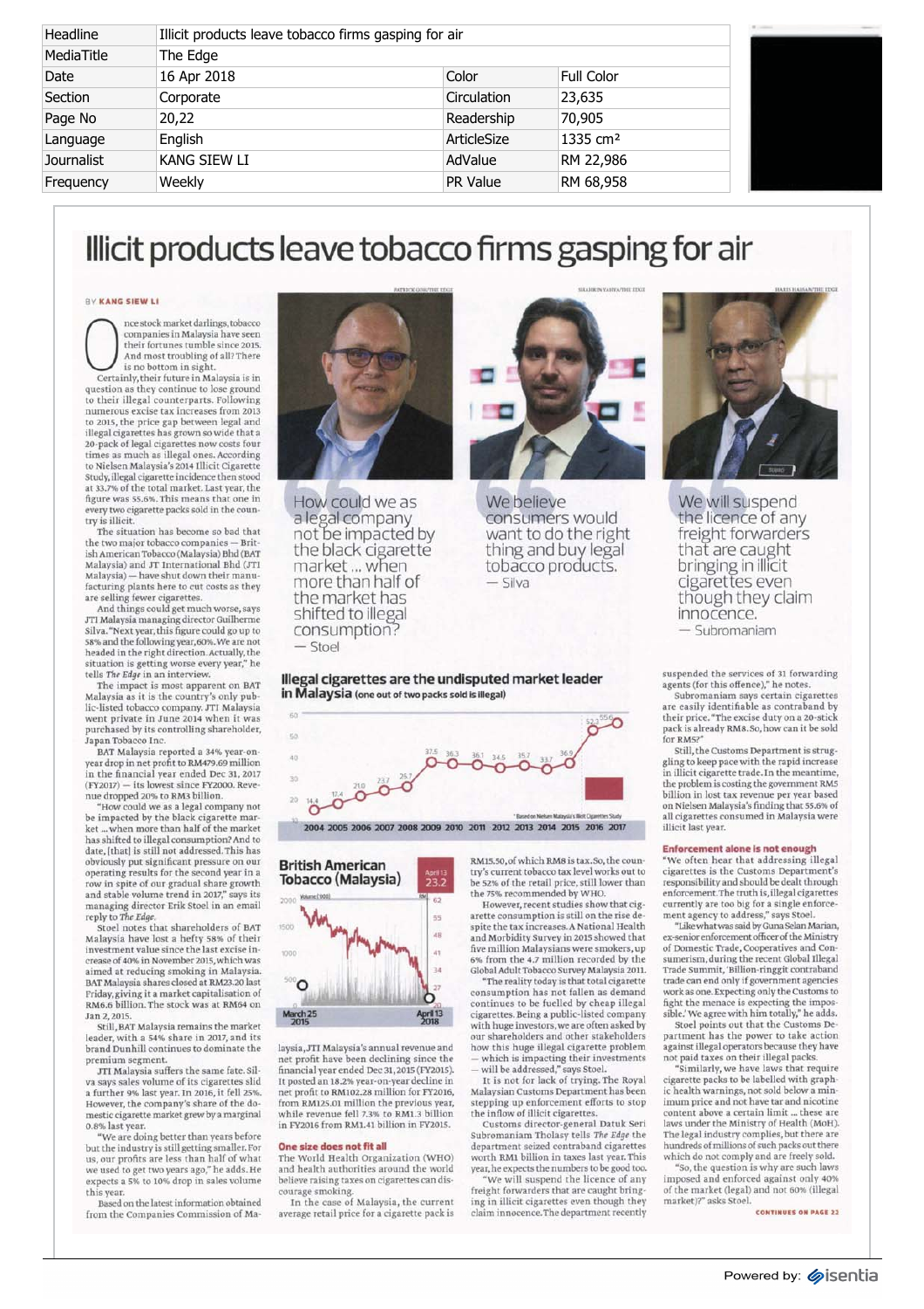| Headline | Illicit products leave tobacco firms gasping for air | | |
|---|---|---|---|
| MediaTitle | The Edge | | |
| Date | 16 Apr 2018 | Color | Full Color |
| Section | Corporate | Circulation | 23,635 |
| Page No | 20,22 | Readership | 70,905 |
| Language | English | ArticleSize | 1335 cm² |
| Journalist | KANG SIEW LI | AdValue | RM 22,986 |
| Frequency | Weekly | PR Value | RM 68,958 |

# Illicit products leave tobacco firms gasping for air

BY **KANG SIEW LI**

Once stock market darlings, tobacco companies in Malaysia have seen their fortunes tumble since 2015. And most troubling of all? There is no bottom in sight.

Certainly, their future in Malaysia is in question as they continue to lose ground to their illegal counterparts. Following numerous excise tax increases from 2013 to 2015, the price gap between legal and illegal cigarettes has grown so wide that a 20-pack of legal cigarettes now costs four times as much as illegal ones. According to Nielsen Malaysia's 2014 Illicit Cigarette Study, illegal cigarette incidence then stood at 33.7% of the total market. Last year, the figure was 55.6%. This means that one in every two cigarette packs sold in the country is illicit.

The situation has become so bad that the two major tobacco companies — British American Tobacco (Malaysia) Bhd (BAT Malaysia) and JT International Bhd (JTI Malaysia) — have shut down their manufacturing plants here to cut costs as they are selling fewer cigarettes.

And things could get much worse, says JTI Malaysia managing director Guilherme Silva. "Next year, this figure could go up to 58% and the following year, 60%. We are not headed in the right direction. Actually, the situation is getting worse every year," he tells *The Edge* in an interview.

The impact is most apparent on BAT Malaysia as it is the country's only public-listed tobacco company. JTI Malaysia went private in June 2014 when it was purchased by its controlling shareholder, Japan Tobacco Inc.

BAT Malaysia reported a 34% year-on-year drop in net profit to RM479.69 million in the financial year ended Dec 31, 2017 (FY2017) — its lowest since FY2000. Revenue dropped 20% to RM3 billion.

"How could we as a legal company not be impacted by the black cigarette market ... when more than half of the market has shifted to illegal consumption? And to date, [that] is still not addressed. This has obviously put significant pressure on our operating results for the second year in a row in spite of our gradual share growth and stable volume trend in 2017," says its managing director Erik Stoel in an email reply to *The Edge*.

Stoel notes that shareholders of BAT Malaysia have lost a hefty 58% of their investment value since the last excise increase of 40% in November 2015, which was aimed at reducing smoking in Malaysia. BAT Malaysia shares closed at RM23.20 last Friday, giving it a market capitalisation of RM6.6 billion. The stock was at RM64 on Jan 2, 2015.

Still, BAT Malaysia remains the market leader, with a 54% share in 2017, and its brand Dunhill continues to dominate the premium segment.

JTI Malaysia suffers the same fate. Silva says sales volume of its cigarettes slid a further 9% last year. In 2016, it fell 25%. However, the company's share of the domestic cigarette market grew by a marginal 0.8% last year.

"We are doing better than years before but the industry is still getting smaller. For us, our profits are less than half of what we used to get two years ago," he adds. He expects a 5% to 10% drop in sales volume this year.

Based on the latest information obtained from the Companies Commission of Malaysia, JTI Malaysia's annual revenue and net profit have been declining since the financial year ended Dec 31, 2015 (FY2015). It posted an 18.2% year-on-year decline in net profit to RM102.28 million for FY2016, from RM125.01 million the previous year, while revenue fell 7.3% to RM1.3 billion in FY2016 from RM1.41 billion in FY2015.

> How could we as a legal company not be impacted by the black cigarette market ... when more than half of the market has shifted to illegal consumption?
> — Stoel

> We believe consumers would want to do the right thing and buy legal tobacco products.
> — Silva

> We will suspend the licence of any freight forwarders that are caught bringing in illicit cigarettes even though they claim innocence.
> — Subromaniam

**Illegal cigarettes are the undisputed market leader in Malaysia** (one out of two packs sold is illegal)

| Year | 2004 | 2005 | 2006 | 2007 | 2008 | 2009 | 2010 | 2011 | 2012 | 2013 | 2014 | 2015 | 2016 | 2017 |
|---|---|---|---|---|---|---|---|---|---|---|---|---|---|---|
| % | 14.4 | 17.4 | 21.0 | 23.7 | 26.7 | 37.5 | 36.3 | 36.1 | 34.5 | 35.7 | 33.7 | 36.9 | 52.3 | 55.6 |

\* Based on Nielsen Malaysia's Illicit Cigarettes Study

**British American Tobacco (Malaysia)** April 13 2018: 23.2

March 25 2015 – April 13 2018

### One size does not fit all

The World Health Organization (WHO) and health authorities around the world believe raising taxes on cigarettes can discourage smoking.

In the case of Malaysia, the current average retail price for a cigarette pack is RM15.50, of which RM8 is tax. So, the country's current tobacco tax level works out to be 52% of the retail price, still lower than the 75% recommended by WHO.

However, recent studies show that cigarette consumption is still on the rise despite the tax increases. A National Health and Morbidity Survey in 2015 showed that five million Malaysians were smokers, up 6% from the 4.7 million recorded by the Global Adult Tobacco Survey Malaysia 2011.

"The reality today is that total cigarette consumption has not fallen as demand continues to be fuelled by cheap illegal cigarettes. Being a public-listed company with huge investors, we are often asked by our shareholders and other stakeholders how this huge illegal cigarette problem — which is impacting their investments — will be addressed," says Stoel.

It is not for lack of trying. The Royal Malaysian Customs Department has been stepping up enforcement efforts to stop the inflow of illicit cigarettes.

Customs director-general Datuk Seri Subromaniam Tholasy tells *The Edge* the department seized contraband cigarettes worth RM1 billion in taxes last year. This year, he expects the numbers to be good too.

"We will suspend the licence of any freight forwarders that are caught bringing in illicit cigarettes even though they claim innocence. The department recently suspended the services of 31 forwarding agents (for this offence)," he notes.

Subromaniam says certain cigarettes are easily identifiable as contraband by their price. "The excise duty on a 20-stick pack is already RM8. So, how can it be sold for RM5?"

Still, the Customs Department is struggling to keep pace with the rapid increase in illicit cigarette trade. In the meantime, the problem is costing the government RM5 billion in lost tax revenue per year based on Nielsen Malaysia's finding that 55.6% of all cigarettes consumed in Malaysia were illicit last year.

### Enforcement alone is not enough

"We often hear that addressing illegal cigarettes is the Customs Department's responsibility and should be dealt through enforcement. The truth is, illegal cigarettes currently are too big for a single enforcement agency to address," says Stoel.

"Like what was said by Guna Selan Marian, ex-senior enforcement officer of the Ministry of Domestic Trade, Cooperatives and Consumerism, during the recent Global Illegal Trade Summit, 'Billion-ringgit contraband trade can end only if government agencies work as one. Expecting only the Customs to fight the menace is expecting the impossible.' We agree with him totally," he adds.

Stoel points out that the Customs Department has the power to take action against illegal operators because they have not paid taxes on their illegal packs.

"Similarly, we have laws that require cigarette packs to be labelled with graphic health warnings, not sold below a minimum price and not have tar and nicotine content above a certain limit ... these are laws under the Ministry of Health (MoH). The legal industry complies, but there are hundreds of millions of such packs out there which do not comply and are freely sold.

"So, the question is why are such laws imposed and enforced against only 40% of the market (legal) and not 60% (illegal market)?" asks Stoel.

CONTINUES ON PAGE 22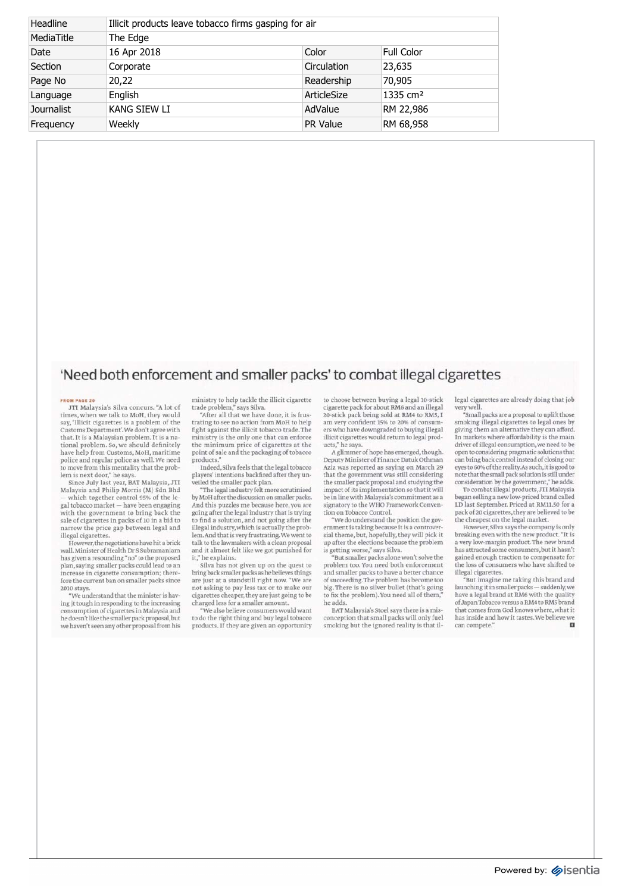| | | | |
|---|---|---|---|
| Headline | Illicit products leave tobacco firms gasping for air | | |
| MediaTitle | The Edge | | |
| Date | 16 Apr 2018 | Color | Full Color |
| Section | Corporate | Circulation | 23,635 |
| Page No | 20,22 | Readership | 70,905 |
| Language | English | ArticleSize | 1335 cm² |
| Journalist | KANG SIEW LI | AdValue | RM 22,986 |
| Frequency | Weekly | PR Value | RM 68,958 |

# 'Need both enforcement and smaller packs' to combat illegal cigarettes

FROM PAGE 20

JTI Malaysia's Silva concurs. "A lot of times, when we talk to MoH, they would say, 'Illicit cigarettes is a problem of the Customs Department'. We don't agree with that. It is a Malaysian problem. It is a national problem. So, we should definitely have help from Customs, MoH, maritime police and regular police as well. We need to move from this mentality that the problem is next door," he says.

Since July last year, BAT Malaysia, JTI Malaysia and Philip Morris (M) Sdn Bhd — which together control 95% of the legal tobacco market — have been engaging with the government to bring back the sale of cigarettes in packs of 10 in a bid to narrow the price gap between legal and illegal cigarettes.

However, the negotiations have hit a brick wall. Minister of Health Dr S Subramaniam has given a resounding "no" to the proposed plan, saying smaller packs could lead to an increase in cigarette consumption; therefore the current ban on smaller packs since 2010 stays.

"We understand that the minister is having it tough in responding to the increasing consumption of cigarettes in Malaysia and he doesn't like the smaller pack proposal, but we haven't seen any other proposal from his ministry to help tackle the illicit cigarette trade problem," says Silva.

"After all that we have done, it is frustrating to see no action from MoH to help fight against the illicit tobacco trade. The ministry is the only one that can enforce the minimum price of cigarettes at the point of sale and the packaging of tobacco products."

Indeed, Silva feels that the legal tobacco players' intentions backfired after they unveiled the smaller pack plan.

"The legal industry felt more scrutinised by MoH after the discussion on smaller packs. And this puzzles me because here, you are going after the legal industry that is trying to find a solution, and not going after the illegal industry, which is actually the problem. And that is very frustrating. We went to talk to the lawmakers with a clean proposal and it almost felt like we got punished for it," he explains.

Silva has not given up on the quest to bring back smaller packs as he believes things are just at a standstill right now. "We are not asking to pay less tax or to make our cigarettes cheaper, they are just going to be charged less for a smaller amount.

"We also believe consumers would want to do the right thing and buy legal tobacco products. If they are given an opportunity to choose between buying a legal 10-stick cigarette pack for about RM6 and an illegal 20-stick pack being sold at RM4 to RM5, I am very confident 15% to 20% of consumers who have downgraded to buying illegal illicit cigarettes would return to legal products," he says.

A glimmer of hope has emerged, though. Deputy Minister of Finance Datuk Othman Aziz was reported as saying on March 29 that the government was still considering the smaller pack proposal and studying the impact of its implementation so that it will be in line with Malaysia's commitment as a signatory to the WHO Framework Convention on Tobacco Control.

"We do understand the position the government is taking because it is a controversial theme, but, hopefully, they will pick it up after the elections because the problem is getting worse," says Silva.

"But smaller packs alone won't solve the problem too. You need both enforcement and smaller packs to have a better chance of succeeding. The problem has become too big. There is no silver bullet (that's going to fix the problem). You need all of them," he adds.

BAT Malaysia's Stoel says there is a misconception that small packs will only fuel smoking but the ignored reality is that illegal cigarettes are already doing that job very well.

"Small packs are a proposal to uplift those smoking illegal cigarettes to legal ones by giving them an alternative they can afford. In markets where affordability is the main driver of illegal consumption, we need to be open to considering pragmatic solutions that can bring back control instead of closing our eyes to 60% of the reality. As such, it is good to note that the small pack solution is still under consideration by the government," he adds.

To combat illegal products, JTI Malaysia began selling a new low-priced brand called LD last September. Priced at RM11.50 for a pack of 20 cigarettes, they are believed to be the cheapest on the legal market.

However, Silva says the company is only breaking even with the new product. "It is a very low-margin product. The new brand has attracted some consumers, but it hasn't gained enough traction to compensate for the loss of consumers who have shifted to illegal cigarettes.

"But imagine me taking this brand and launching it in smaller packs — suddenly, we have a legal brand at RM6 with the quality of Japan Tobacco versus a RM4 to RM5 brand that comes from God knows where, what it has inside and how it tastes. We believe we can compete."